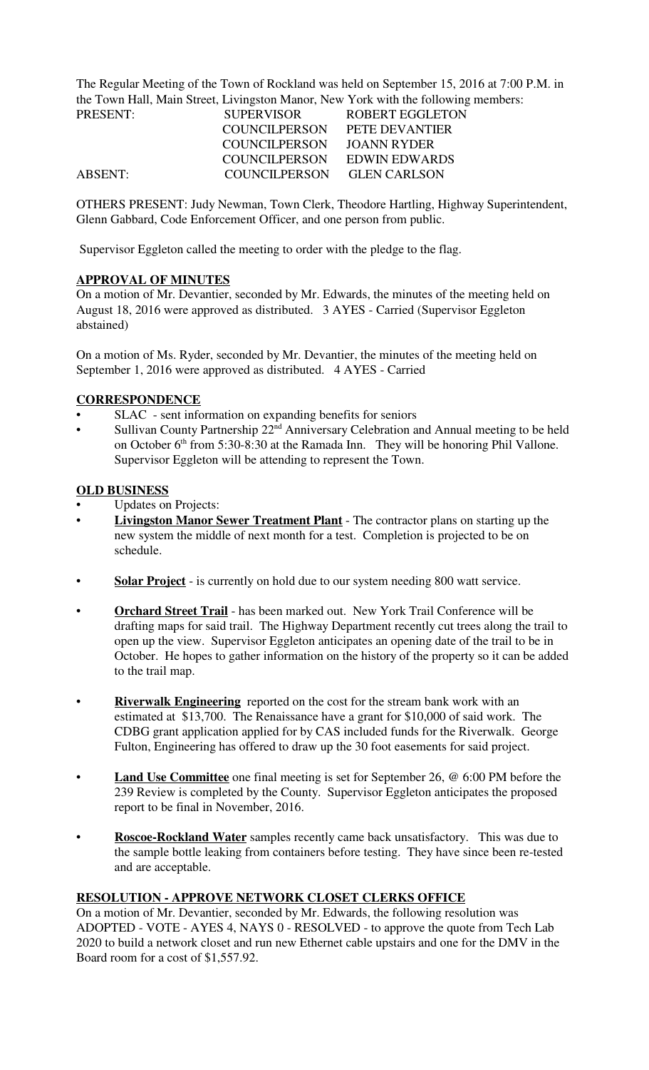The Regular Meeting of the Town of Rockland was held on September 15, 2016 at 7:00 P.M. in the Town Hall, Main Street, Livingston Manor, New York with the following members:

| | | |
|---|---|---|
| PRESENT: | SUPERVISOR | ROBERT EGGLETON |
| | COUNCILPERSON | PETE DEVANTIER |
| | COUNCILPERSON | JOANN RYDER |
| | COUNCILPERSON | EDWIN EDWARDS |
| ABSENT: | COUNCILPERSON | GLEN CARLSON |

OTHERS PRESENT: Judy Newman, Town Clerk, Theodore Hartling, Highway Superintendent, Glenn Gabbard, Code Enforcement Officer, and one person from public.

Supervisor Eggleton called the meeting to order with the pledge to the flag.

## **APPROVAL OF MINUTES**

On a motion of Mr. Devantier, seconded by Mr. Edwards, the minutes of the meeting held on August 18, 2016 were approved as distributed. 3 AYES - Carried (Supervisor Eggleton abstained)

On a motion of Ms. Ryder, seconded by Mr. Devantier, the minutes of the meeting held on September 1, 2016 were approved as distributed. 4 AYES - Carried

## **CORRESPONDENCE**

- SLAC - sent information on expanding benefits for seniors
- Sullivan County Partnership 22nd Anniversary Celebration and Annual meeting to be held on October 6th from 5:30-8:30 at the Ramada Inn. They will be honoring Phil Vallone. Supervisor Eggleton will be attending to represent the Town.

## **OLD BUSINESS**

- Updates on Projects:
- **Livingston Manor Sewer Treatment Plant** - The contractor plans on starting up the new system the middle of next month for a test. Completion is projected to be on schedule.
- **Solar Project** - is currently on hold due to our system needing 800 watt service.
- **Orchard Street Trail** - has been marked out. New York Trail Conference will be drafting maps for said trail. The Highway Department recently cut trees along the trail to open up the view. Supervisor Eggleton anticipates an opening date of the trail to be in October. He hopes to gather information on the history of the property so it can be added to the trail map.
- **Riverwalk Engineering** reported on the cost for the stream bank work with an estimated at $13,700. The Renaissance have a grant for $10,000 of said work. The CDBG grant application applied for by CAS included funds for the Riverwalk. George Fulton, Engineering has offered to draw up the 30 foot easements for said project.
- **Land Use Committee** one final meeting is set for September 26, @ 6:00 PM before the 239 Review is completed by the County. Supervisor Eggleton anticipates the proposed report to be final in November, 2016.
- **Roscoe-Rockland Water** samples recently came back unsatisfactory. This was due to the sample bottle leaking from containers before testing. They have since been re-tested and are acceptable.

## **RESOLUTION - APPROVE NETWORK CLOSET CLERKS OFFICE**

On a motion of Mr. Devantier, seconded by Mr. Edwards, the following resolution was ADOPTED - VOTE - AYES 4, NAYS 0 - RESOLVED - to approve the quote from Tech Lab 2020 to build a network closet and run new Ethernet cable upstairs and one for the DMV in the Board room for a cost of $1,557.92.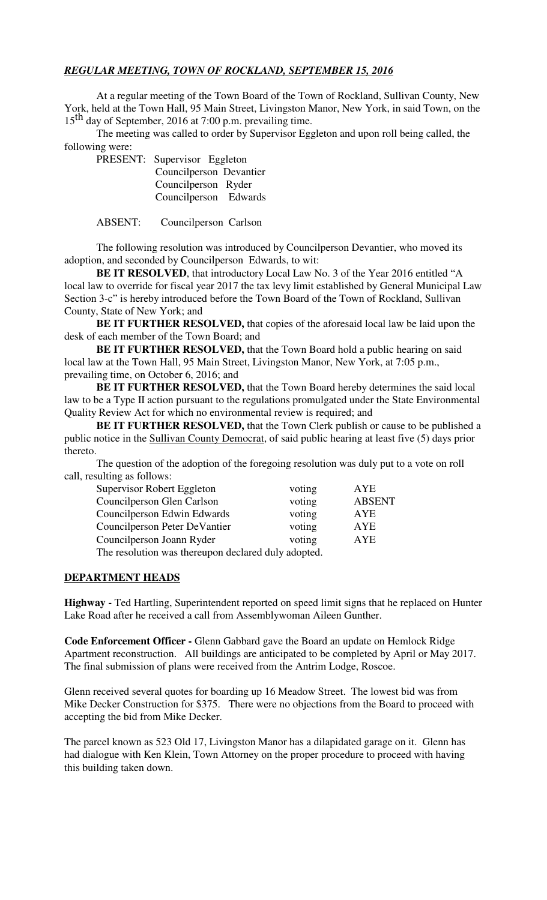***REGULAR MEETING, TOWN OF ROCKLAND, SEPTEMBER 15, 2016***

At a regular meeting of the Town Board of the Town of Rockland, Sullivan County, New York, held at the Town Hall, 95 Main Street, Livingston Manor, New York, in said Town, on the 15th day of September, 2016 at 7:00 p.m. prevailing time.

The meeting was called to order by Supervisor Eggleton and upon roll being called, the following were:

PRESENT: Supervisor Eggleton
Councilperson Devantier
Councilperson Ryder
Councilperson Edwards

ABSENT: Councilperson Carlson

The following resolution was introduced by Councilperson Devantier, who moved its adoption, and seconded by Councilperson Edwards, to wit:

**BE IT RESOLVED**, that introductory Local Law No. 3 of the Year 2016 entitled "A local law to override for fiscal year 2017 the tax levy limit established by General Municipal Law Section 3-c" is hereby introduced before the Town Board of the Town of Rockland, Sullivan County, State of New York; and

**BE IT FURTHER RESOLVED,** that copies of the aforesaid local law be laid upon the desk of each member of the Town Board; and

**BE IT FURTHER RESOLVED,** that the Town Board hold a public hearing on said local law at the Town Hall, 95 Main Street, Livingston Manor, New York, at 7:05 p.m., prevailing time, on October 6, 2016; and

**BE IT FURTHER RESOLVED,** that the Town Board hereby determines the said local law to be a Type II action pursuant to the regulations promulgated under the State Environmental Quality Review Act for which no environmental review is required; and

**BE IT FURTHER RESOLVED,** that the Town Clerk publish or cause to be published a public notice in the Sullivan County Democrat, of said public hearing at least five (5) days prior thereto.

The question of the adoption of the foregoing resolution was duly put to a vote on roll call, resulting as follows:

| | | |
|---|---|---|
| Supervisor Robert Eggleton | voting | AYE |
| Councilperson Glen Carlson | voting | ABSENT |
| Councilperson Edwin Edwards | voting | AYE |
| Councilperson Peter DeVantier | voting | AYE |
| Councilperson Joann Ryder | voting | AYE |

The resolution was thereupon declared duly adopted.

## DEPARTMENT HEADS

**Highway -** Ted Hartling, Superintendent reported on speed limit signs that he replaced on Hunter Lake Road after he received a call from Assemblywoman Aileen Gunther.

**Code Enforcement Officer -** Glenn Gabbard gave the Board an update on Hemlock Ridge Apartment reconstruction. All buildings are anticipated to be completed by April or May 2017. The final submission of plans were received from the Antrim Lodge, Roscoe.

Glenn received several quotes for boarding up 16 Meadow Street. The lowest bid was from Mike Decker Construction for $375. There were no objections from the Board to proceed with accepting the bid from Mike Decker.

The parcel known as 523 Old 17, Livingston Manor has a dilapidated garage on it. Glenn has had dialogue with Ken Klein, Town Attorney on the proper procedure to proceed with having this building taken down.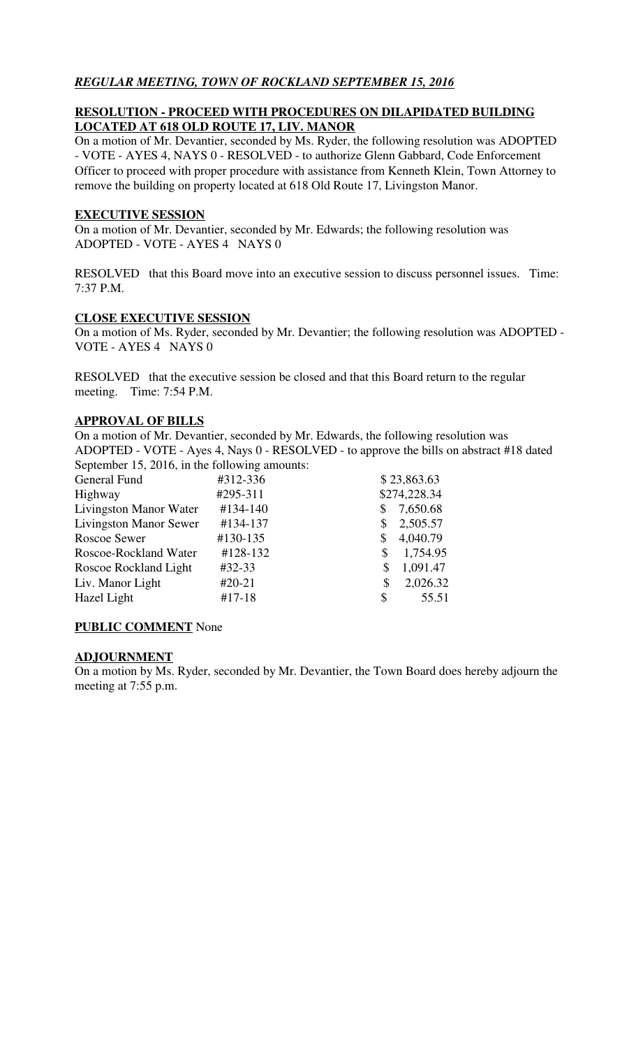***REGULAR MEETING, TOWN OF ROCKLAND SEPTEMBER 15, 2016***

**RESOLUTION - PROCEED WITH PROCEDURES ON DILAPIDATED BUILDING LOCATED AT 618 OLD ROUTE 17, LIV. MANOR**

On a motion of Mr. Devantier, seconded by Ms. Ryder, the following resolution was ADOPTED - VOTE - AYES 4, NAYS 0 - RESOLVED - to authorize Glenn Gabbard, Code Enforcement Officer to proceed with proper procedure with assistance from Kenneth Klein, Town Attorney to remove the building on property located at 618 Old Route 17, Livingston Manor.

**EXECUTIVE SESSION**

On a motion of Mr. Devantier, seconded by Mr. Edwards; the following resolution was ADOPTED - VOTE - AYES 4 NAYS 0

RESOLVED that this Board move into an executive session to discuss personnel issues. Time: 7:37 P.M.

**CLOSE EXECUTIVE SESSION**

On a motion of Ms. Ryder, seconded by Mr. Devantier; the following resolution was ADOPTED - VOTE - AYES 4 NAYS 0

RESOLVED that the executive session be closed and that this Board return to the regular meeting. Time: 7:54 P.M.

**APPROVAL OF BILLS**

On a motion of Mr. Devantier, seconded by Mr. Edwards, the following resolution was ADOPTED - VOTE - Ayes 4, Nays 0 - RESOLVED - to approve the bills on abstract #18 dated September 15, 2016, in the following amounts:

| | | |
|---|---|---|
| General Fund | #312-336 | $ 23,863.63 |
| Highway | #295-311 | $274,228.34 |
| Livingston Manor Water | #134-140 | $ 7,650.68 |
| Livingston Manor Sewer | #134-137 | $ 2,505.57 |
| Roscoe Sewer | #130-135 | $ 4,040.79 |
| Roscoe-Rockland Water | #128-132 | $ 1,754.95 |
| Roscoe Rockland Light | #32-33 | $ 1,091.47 |
| Liv. Manor Light | #20-21 | $ 2,026.32 |
| Hazel Light | #17-18 | $ 55.51 |

**PUBLIC COMMENT** None

**ADJOURNMENT**

On a motion by Ms. Ryder, seconded by Mr. Devantier, the Town Board does hereby adjourn the meeting at 7:55 p.m.